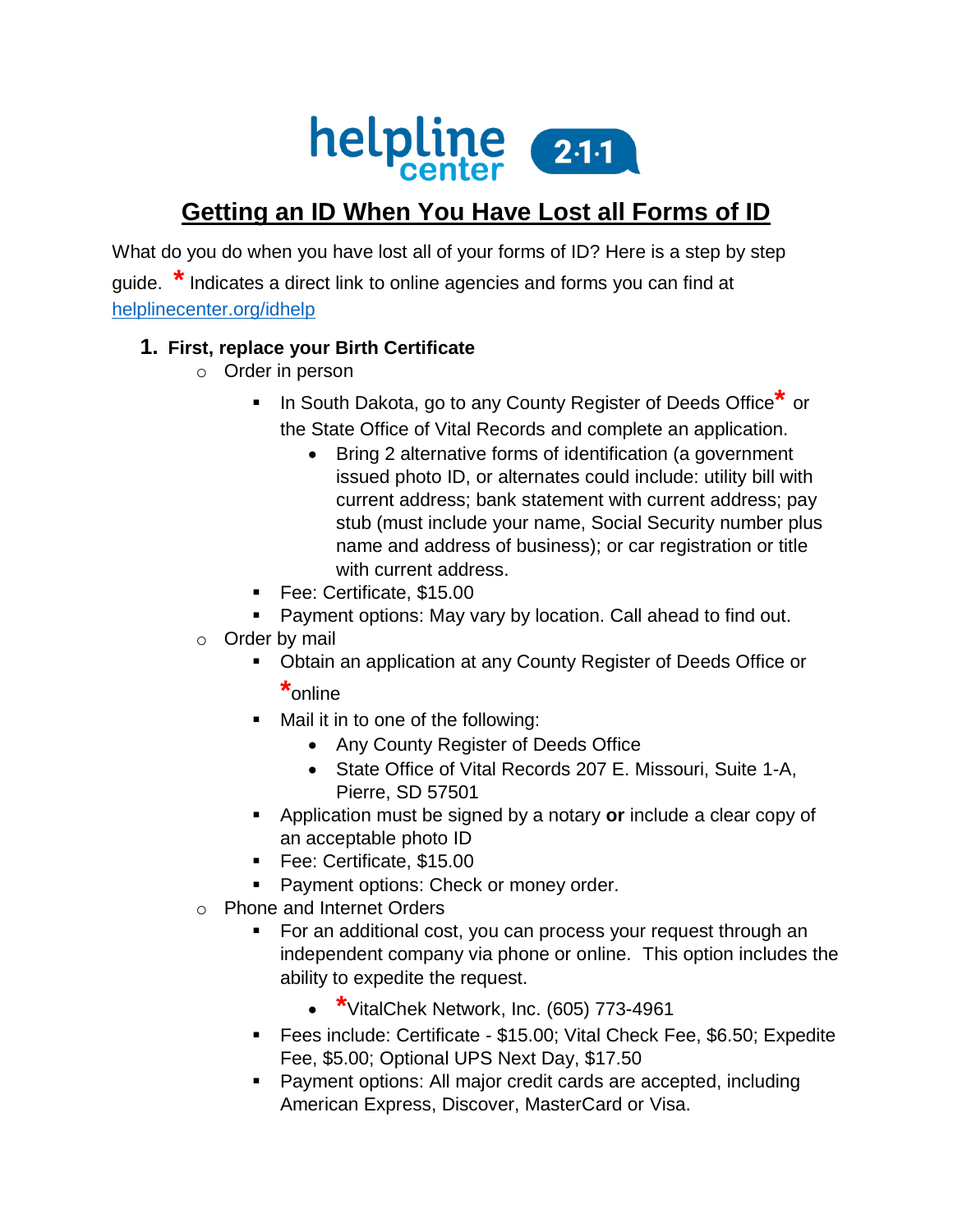helpline center 2-1-1

# Getting an ID When You Have Lost all Forms of ID

What do you do when you have lost all of your forms of ID? Here is a step by step guide. * Indicates a direct link to online agencies and forms you can find at helplinecenter.org/idhelp

1. **First, replace your Birth Certificate**
    - Order in person
        - In South Dakota, go to any County Register of Deeds Office* or the State Office of Vital Records and complete an application.
            - Bring 2 alternative forms of identification (a government issued photo ID, or alternates could include: utility bill with current address; bank statement with current address; pay stub (must include your name, Social Security number plus name and address of business); or car registration or title with current address.
        - Fee: Certificate, $15.00
        - Payment options: May vary by location. Call ahead to find out.
    - Order by mail
        - Obtain an application at any County Register of Deeds Office or *online
        - Mail it in to one of the following:
            - Any County Register of Deeds Office
            - State Office of Vital Records 207 E. Missouri, Suite 1-A, Pierre, SD 57501
        - Application must be signed by a notary **or** include a clear copy of an acceptable photo ID
        - Fee: Certificate, $15.00
        - Payment options: Check or money order.
    - Phone and Internet Orders
        - For an additional cost, you can process your request through an independent company via phone or online. This option includes the ability to expedite the request.
            - *VitalChek Network, Inc. (605) 773-4961
        - Fees include: Certificate - $15.00; Vital Check Fee, $6.50; Expedite Fee, $5.00; Optional UPS Next Day, $17.50
        - Payment options: All major credit cards are accepted, including American Express, Discover, MasterCard or Visa.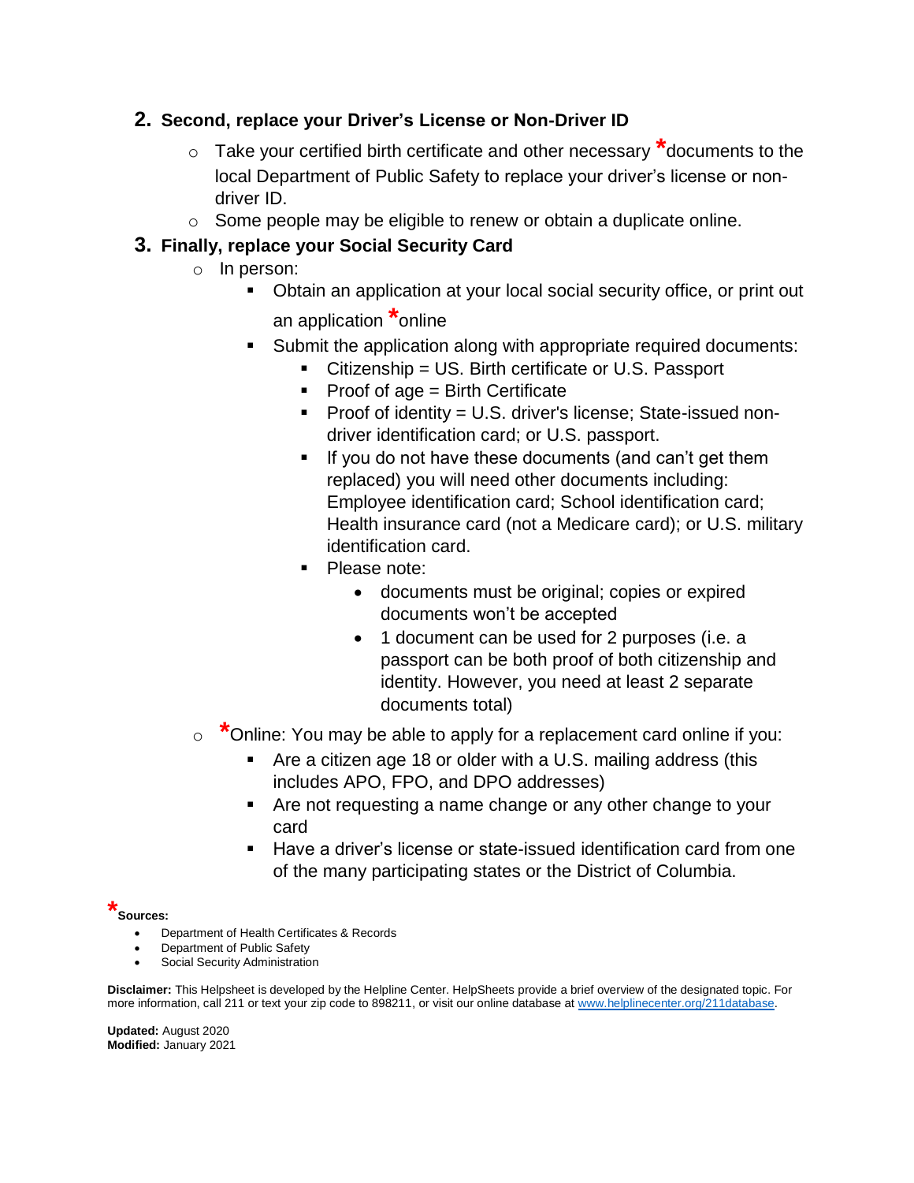2. **Second, replace your Driver's License or Non-Driver ID**
    - Take your certified birth certificate and other necessary *documents to the local Department of Public Safety to replace your driver's license or non-driver ID.
    - Some people may be eligible to renew or obtain a duplicate online.
3. **Finally, replace your Social Security Card**
    - In person:
        - Obtain an application at your local social security office, or print out an application *online
        - Submit the application along with appropriate required documents:
            - Citizenship = US. Birth certificate or U.S. Passport
            - Proof of age = Birth Certificate
            - Proof of identity = U.S. driver's license; State-issued non-driver identification card; or U.S. passport.
            - If you do not have these documents (and can't get them replaced) you will need other documents including: Employee identification card; School identification card; Health insurance card (not a Medicare card); or U.S. military identification card.
            - Please note:
                - documents must be original; copies or expired documents won't be accepted
                - 1 document can be used for 2 purposes (i.e. a passport can be both proof of both citizenship and identity. However, you need at least 2 separate documents total)
    - *Online: You may be able to apply for a replacement card online if you:
        - Are a citizen age 18 or older with a U.S. mailing address (this includes APO, FPO, and DPO addresses)
        - Are not requesting a name change or any other change to your card
        - Have a driver's license or state-issued identification card from one of the many participating states or the District of Columbia.

***Sources:**

- Department of Health Certificates & Records
- Department of Public Safety
- Social Security Administration

**Disclaimer:** This Helpsheet is developed by the Helpline Center. HelpSheets provide a brief overview of the designated topic. For more information, call 211 or text your zip code to 898211, or visit our online database at [www.helplinecenter.org/211database](http://www.helplinecenter.org/211database).

**Updated:** August 2020
**Modified:** January 2021